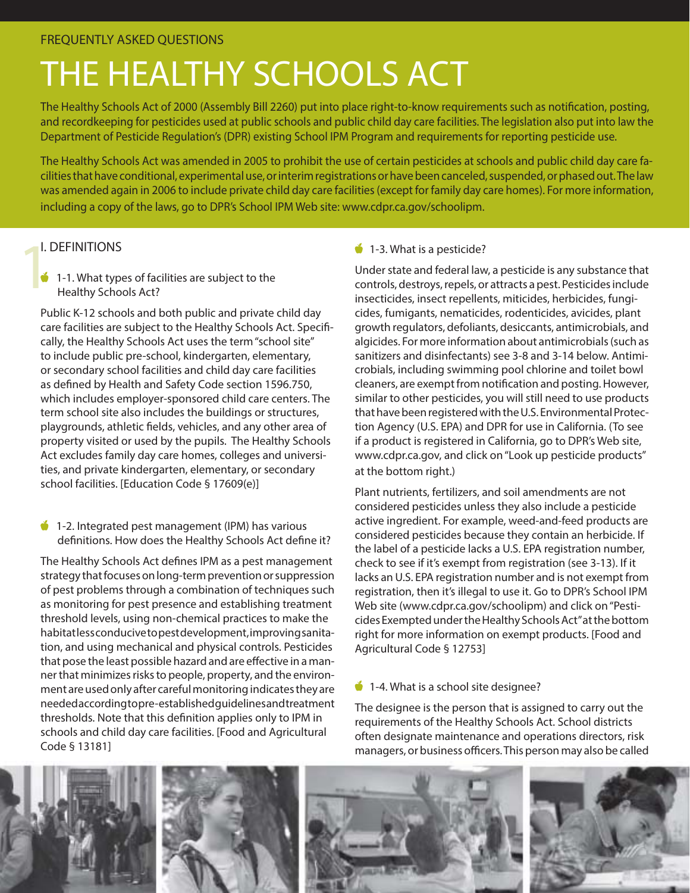FREQUENTLY ASKED QUESTIONS

# THE HEALTHY SCHOOLS ACT

The Healthy Schools Act of 2000 (Assembly Bill 2260) put into place right-to-know requirements such as notification, posting, and recordkeeping for pesticides used at public schools and public child day care facilities. The legislation also put into law the Department of Pesticide Regulation's (DPR) existing School IPM Program and requirements for reporting pesticide use.

The Healthy Schools Act was amended in 2005 to prohibit the use of certain pesticides at schools and public child day care facilities that have conditional, experimental use, or interim registrations or have been canceled, suspended, or phased out. The law was amended again in 2006 to include private child day care facilities (except for family day care homes). For more information, including a copy of the laws, go to DPR's School IPM Web site: www.cdpr.ca.gov/schoolipm.

## I. DEFINITIONS

### 1-1. What types of facilities are subject to the Healthy Schools Act?

Public K-12 schools and both public and private child day care facilities are subject to the Healthy Schools Act. Specifically, the Healthy Schools Act uses the term "school site" to include public pre-school, kindergarten, elementary, or secondary school facilities and child day care facilities as defined by Health and Safety Code section 1596.750, which includes employer-sponsored child care centers. The term school site also includes the buildings or structures, playgrounds, athletic fields, vehicles, and any other area of property visited or used by the pupils. The Healthy Schools Act excludes family day care homes, colleges and universities, and private kindergarten, elementary, or secondary school facilities. [Education Code § 17609(e)]

### 1-2. Integrated pest management (IPM) has various definitions. How does the Healthy Schools Act define it?

The Healthy Schools Act defines IPM as a pest management strategy that focuses on long-term prevention or suppression of pest problems through a combination of techniques such as monitoring for pest presence and establishing treatment threshold levels, using non-chemical practices to make the habitat less conducive to pest development, improving sanitation, and using mechanical and physical controls. Pesticides that pose the least possible hazard and are effective in a manner that minimizes risks to people, property, and the environment are used only after careful monitoring indicates they are needed according to pre-established guidelines and treatment thresholds. Note that this definition applies only to IPM in schools and child day care facilities. [Food and Agricultural Code § 13181]

### 1-3. What is a pesticide?

Under state and federal law, a pesticide is any substance that controls, destroys, repels, or attracts a pest. Pesticides include insecticides, insect repellents, miticides, herbicides, fungicides, fumigants, nematicides, rodenticides, avicides, plant growth regulators, defoliants, desiccants, antimicrobials, and algicides. For more information about antimicrobials (such as sanitizers and disinfectants) see 3-8 and 3-14 below. Antimicrobials, including swimming pool chlorine and toilet bowl cleaners, are exempt from notification and posting. However, similar to other pesticides, you will still need to use products that have been registered with the U.S. Environmental Protection Agency (U.S. EPA) and DPR for use in California. (To see if a product is registered in California, go to DPR's Web site, www.cdpr.ca.gov, and click on "Look up pesticide products" at the bottom right.)

Plant nutrients, fertilizers, and soil amendments are not considered pesticides unless they also include a pesticide active ingredient. For example, weed-and-feed products are considered pesticides because they contain an herbicide. If the label of a pesticide lacks a U.S. EPA registration number, check to see if it's exempt from registration (see 3-13). If it lacks an U.S. EPA registration number and is not exempt from registration, then it's illegal to use it. Go to DPR's School IPM Web site (www.cdpr.ca.gov/schoolipm) and click on "Pesticides Exempted under the Healthy Schools Act" at the bottom right for more information on exempt products. [Food and Agricultural Code § 12753]

### 1-4. What is a school site designee?

The designee is the person that is assigned to carry out the requirements of the Healthy Schools Act. School districts often designate maintenance and operations directors, risk managers, or business officers. This person may also be called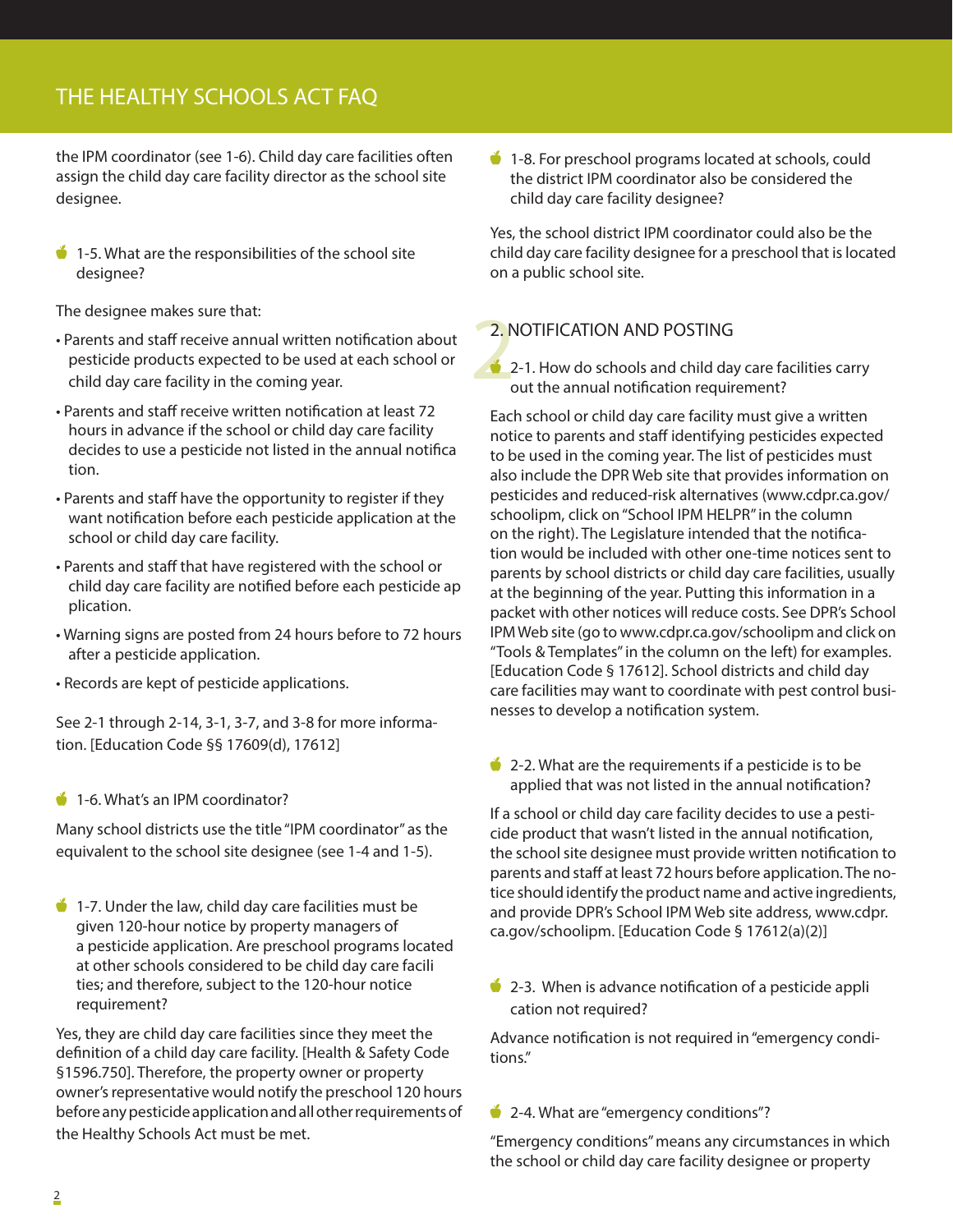the IPM coordinator (see 1-6). Child day care facilities often assign the child day care facility director as the school site designee.

**1-5. What are the responsibilities of the school site designee?**

The designee makes sure that:

- Parents and staff receive annual written notification about pesticide products expected to be used at each school or child day care facility in the coming year.
- Parents and staff receive written notification at least 72 hours in advance if the school or child day care facility decides to use a pesticide not listed in the annual notification.
- Parents and staff have the opportunity to register if they want notification before each pesticide application at the school or child day care facility.
- Parents and staff that have registered with the school or child day care facility are notified before each pesticide application.
- Warning signs are posted from 24 hours before to 72 hours after a pesticide application.
- Records are kept of pesticide applications.

See 2-1 through 2-14, 3-1, 3-7, and 3-8 for more information. [Education Code §§ 17609(d), 17612]

**1-6. What's an IPM coordinator?**

Many school districts use the title "IPM coordinator" as the equivalent to the school site designee (see 1-4 and 1-5).

**1-7. Under the law, child day care facilities must be given 120-hour notice by property managers of a pesticide application. Are preschool programs located at other schools considered to be child day care facilities; and therefore, subject to the 120-hour notice requirement?**

Yes, they are child day care facilities since they meet the definition of a child day care facility. [Health & Safety Code §1596.750]. Therefore, the property owner or property owner's representative would notify the preschool 120 hours before any pesticide application and all other requirements of the Healthy Schools Act must be met.

**1-8. For preschool programs located at schools, could the district IPM coordinator also be considered the child day care facility designee?**

Yes, the school district IPM coordinator could also be the child day care facility designee for a preschool that is located on a public school site.

## 2. NOTIFICATION AND POSTING

**2-1. How do schools and child day care facilities carry out the annual notification requirement?**

Each school or child day care facility must give a written notice to parents and staff identifying pesticides expected to be used in the coming year. The list of pesticides must also include the DPR Web site that provides information on pesticides and reduced-risk alternatives (www.cdpr.ca.gov/schoolipm, click on "School IPM HELPR" in the column on the right). The Legislature intended that the notification would be included with other one-time notices sent to parents by school districts or child day care facilities, usually at the beginning of the year. Putting this information in a packet with other notices will reduce costs. See DPR's School IPM Web site (go to www.cdpr.ca.gov/schoolipm and click on "Tools & Templates" in the column on the left) for examples. [Education Code § 17612]. School districts and child day care facilities may want to coordinate with pest control businesses to develop a notification system.

**2-2. What are the requirements if a pesticide is to be applied that was not listed in the annual notification?**

If a school or child day care facility decides to use a pesticide product that wasn't listed in the annual notification, the school site designee must provide written notification to parents and staff at least 72 hours before application. The notice should identify the product name and active ingredients, and provide DPR's School IPM Web site address, www.cdpr.ca.gov/schoolipm. [Education Code § 17612(a)(2)]

**2-3. When is advance notification of a pesticide application not required?**

Advance notification is not required in "emergency conditions."

**2-4. What are "emergency conditions"?**

"Emergency conditions" means any circumstances in which the school or child day care facility designee or property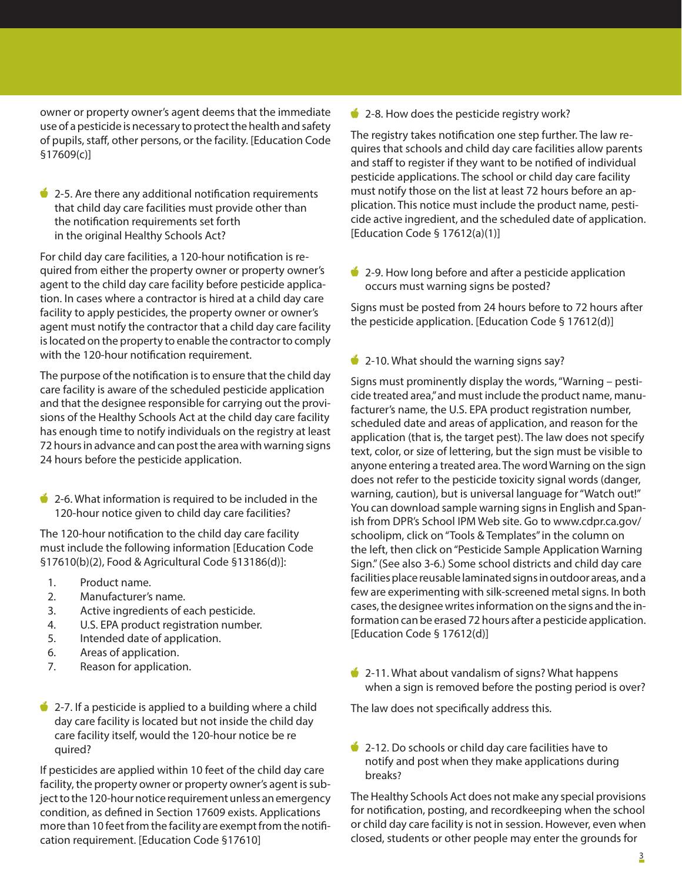owner or property owner's agent deems that the immediate use of a pesticide is necessary to protect the health and safety of pupils, staff, other persons, or the facility. [Education Code §17609(c)]

### 2-5. Are there any additional notification requirements that child day care facilities must provide other than the notification requirements set forth in the original Healthy Schools Act?

For child day care facilities, a 120-hour notification is required from either the property owner or property owner's agent to the child day care facility before pesticide application. In cases where a contractor is hired at a child day care facility to apply pesticides, the property owner or owner's agent must notify the contractor that a child day care facility is located on the property to enable the contractor to comply with the 120-hour notification requirement.

The purpose of the notification is to ensure that the child day care facility is aware of the scheduled pesticide application and that the designee responsible for carrying out the provisions of the Healthy Schools Act at the child day care facility has enough time to notify individuals on the registry at least 72 hours in advance and can post the area with warning signs 24 hours before the pesticide application.

### 2-6. What information is required to be included in the 120-hour notice given to child day care facilities?

The 120-hour notification to the child day care facility must include the following information [Education Code §17610(b)(2), Food & Agricultural Code §13186(d)]:

1. Product name.
2. Manufacturer's name.
3. Active ingredients of each pesticide.
4. U.S. EPA product registration number.
5. Intended date of application.
6. Areas of application.
7. Reason for application.

### 2-7. If a pesticide is applied to a building where a child day care facility is located but not inside the child day care facility itself, would the 120-hour notice be required?

If pesticides are applied within 10 feet of the child day care facility, the property owner or property owner's agent is subject to the 120-hour notice requirement unless an emergency condition, as defined in Section 17609 exists. Applications more than 10 feet from the facility are exempt from the notification requirement. [Education Code §17610]

### 2-8. How does the pesticide registry work?

The registry takes notification one step further. The law requires that schools and child day care facilities allow parents and staff to register if they want to be notified of individual pesticide applications. The school or child day care facility must notify those on the list at least 72 hours before an application. This notice must include the product name, pesticide active ingredient, and the scheduled date of application. [Education Code § 17612(a)(1)]

### 2-9. How long before and after a pesticide application occurs must warning signs be posted?

Signs must be posted from 24 hours before to 72 hours after the pesticide application. [Education Code § 17612(d)]

### 2-10. What should the warning signs say?

Signs must prominently display the words, "Warning – pesticide treated area," and must include the product name, manufacturer's name, the U.S. EPA product registration number, scheduled date and areas of application, and reason for the application (that is, the target pest). The law does not specify text, color, or size of lettering, but the sign must be visible to anyone entering a treated area. The word Warning on the sign does not refer to the pesticide toxicity signal words (danger, warning, caution), but is universal language for "Watch out!" You can download sample warning signs in English and Spanish from DPR's School IPM Web site. Go to www.cdpr.ca.gov/schoolipm, click on "Tools & Templates" in the column on the left, then click on "Pesticide Sample Application Warning Sign." (See also 3-6.) Some school districts and child day care facilities place reusable laminated signs in outdoor areas, and a few are experimenting with silk-screened metal signs. In both cases, the designee writes information on the signs and the information can be erased 72 hours after a pesticide application. [Education Code § 17612(d)]

### 2-11. What about vandalism of signs? What happens when a sign is removed before the posting period is over?

The law does not specifically address this.

### 2-12. Do schools or child day care facilities have to notify and post when they make applications during breaks?

The Healthy Schools Act does not make any special provisions for notification, posting, and recordkeeping when the school or child day care facility is not in session. However, even when closed, students or other people may enter the grounds for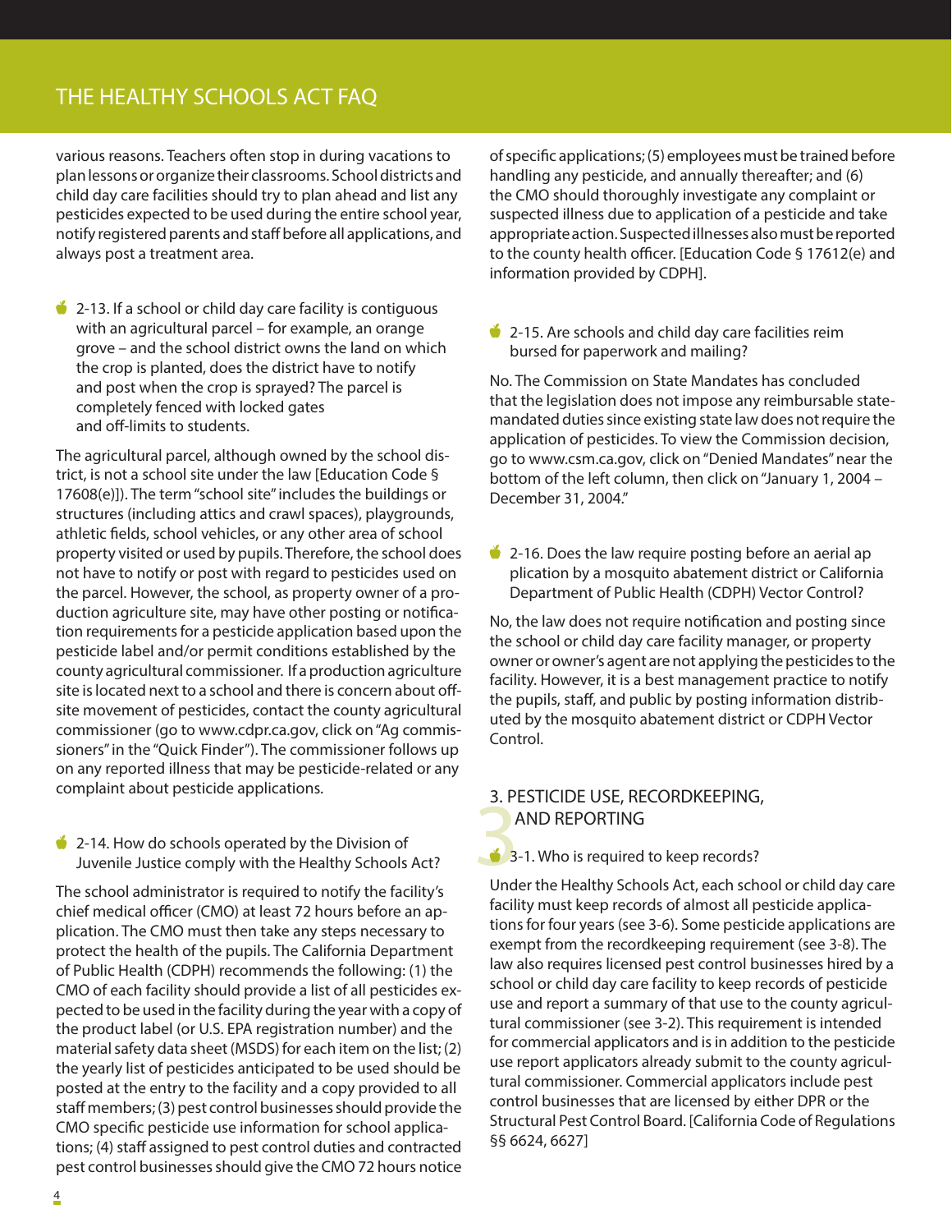various reasons. Teachers often stop in during vacations to plan lessons or organize their classrooms. School districts and child day care facilities should try to plan ahead and list any pesticides expected to be used during the entire school year, notify registered parents and staff before all applications, and always post a treatment area.

**2-13. If a school or child day care facility is contiguous with an agricultural parcel – for example, an orange grove – and the school district owns the land on which the crop is planted, does the district have to notify and post when the crop is sprayed? The parcel is completely fenced with locked gates and off-limits to students.**

The agricultural parcel, although owned by the school district, is not a school site under the law [Education Code § 17608(e)]). The term "school site" includes the buildings or structures (including attics and crawl spaces), playgrounds, athletic fields, school vehicles, or any other area of school property visited or used by pupils. Therefore, the school does not have to notify or post with regard to pesticides used on the parcel. However, the school, as property owner of a production agriculture site, may have other posting or notification requirements for a pesticide application based upon the pesticide label and/or permit conditions established by the county agricultural commissioner. If a production agriculture site is located next to a school and there is concern about off-site movement of pesticides, contact the county agricultural commissioner (go to www.cdpr.ca.gov, click on "Ag commissioners" in the "Quick Finder"). The commissioner follows up on any reported illness that may be pesticide-related or any complaint about pesticide applications.

**2-14. How do schools operated by the Division of Juvenile Justice comply with the Healthy Schools Act?**

The school administrator is required to notify the facility's chief medical officer (CMO) at least 72 hours before an application. The CMO must then take any steps necessary to protect the health of the pupils. The California Department of Public Health (CDPH) recommends the following: (1) the CMO of each facility should provide a list of all pesticides expected to be used in the facility during the year with a copy of the product label (or U.S. EPA registration number) and the material safety data sheet (MSDS) for each item on the list; (2) the yearly list of pesticides anticipated to be used should be posted at the entry to the facility and a copy provided to all staff members; (3) pest control businesses should provide the CMO specific pesticide use information for school applications; (4) staff assigned to pest control duties and contracted pest control businesses should give the CMO 72 hours notice of specific applications; (5) employees must be trained before handling any pesticide, and annually thereafter; and (6) the CMO should thoroughly investigate any complaint or suspected illness due to application of a pesticide and take appropriate action. Suspected illnesses also must be reported to the county health officer. [Education Code § 17612(e) and information provided by CDPH].

**2-15. Are schools and child day care facilities reimbursed for paperwork and mailing?**

No. The Commission on State Mandates has concluded that the legislation does not impose any reimbursable state-mandated duties since existing state law does not require the application of pesticides. To view the Commission decision, go to www.csm.ca.gov, click on "Denied Mandates" near the bottom of the left column, then click on "January 1, 2004 – December 31, 2004."

**2-16. Does the law require posting before an aerial application by a mosquito abatement district or California Department of Public Health (CDPH) Vector Control?**

No, the law does not require notification and posting since the school or child day care facility manager, or property owner or owner's agent are not applying the pesticides to the facility. However, it is a best management practice to notify the pupils, staff, and public by posting information distributed by the mosquito abatement district or CDPH Vector Control.

## 3. PESTICIDE USE, RECORDKEEPING, AND REPORTING

**3-1. Who is required to keep records?**

Under the Healthy Schools Act, each school or child day care facility must keep records of almost all pesticide applications for four years (see 3-6). Some pesticide applications are exempt from the recordkeeping requirement (see 3-8). The law also requires licensed pest control businesses hired by a school or child day care facility to keep records of pesticide use and report a summary of that use to the county agricultural commissioner (see 3-2). This requirement is intended for commercial applicators and is in addition to the pesticide use report applicators already submit to the county agricultural commissioner. Commercial applicators include pest control businesses that are licensed by either DPR or the Structural Pest Control Board. [California Code of Regulations §§ 6624, 6627]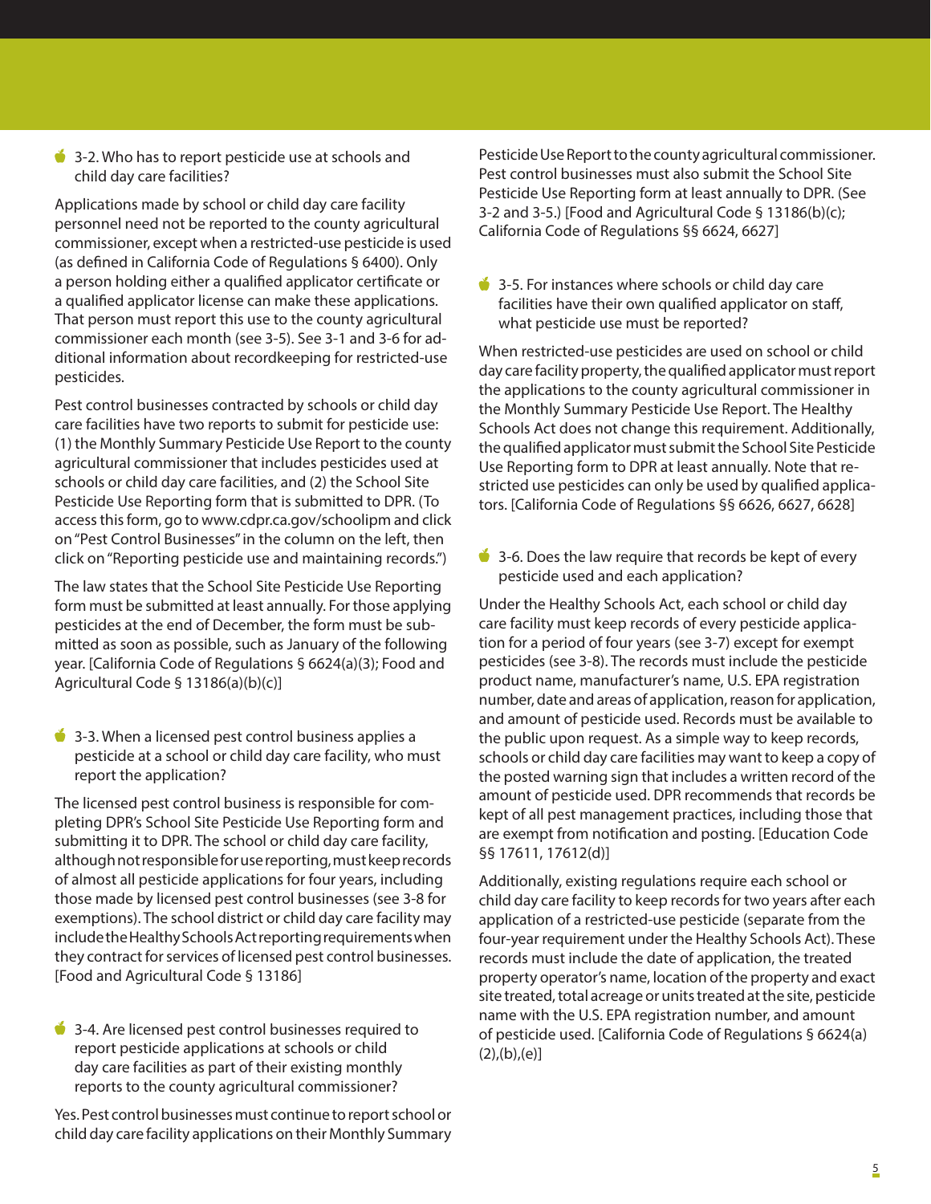### 3-2. Who has to report pesticide use at schools and child day care facilities?

Applications made by school or child day care facility personnel need not be reported to the county agricultural commissioner, except when a restricted-use pesticide is used (as defined in California Code of Regulations § 6400). Only a person holding either a qualified applicator certificate or a qualified applicator license can make these applications. That person must report this use to the county agricultural commissioner each month (see 3-5). See 3-1 and 3-6 for additional information about recordkeeping for restricted-use pesticides.

Pest control businesses contracted by schools or child day care facilities have two reports to submit for pesticide use: (1) the Monthly Summary Pesticide Use Report to the county agricultural commissioner that includes pesticides used at schools or child day care facilities, and (2) the School Site Pesticide Use Reporting form that is submitted to DPR. (To access this form, go to www.cdpr.ca.gov/schoolipm and click on "Pest Control Businesses" in the column on the left, then click on "Reporting pesticide use and maintaining records.")

The law states that the School Site Pesticide Use Reporting form must be submitted at least annually. For those applying pesticides at the end of December, the form must be submitted as soon as possible, such as January of the following year. [California Code of Regulations § 6624(a)(3); Food and Agricultural Code § 13186(a)(b)(c)]

### 3-3. When a licensed pest control business applies a pesticide at a school or child day care facility, who must report the application?

The licensed pest control business is responsible for completing DPR's School Site Pesticide Use Reporting form and submitting it to DPR. The school or child day care facility, although not responsible for use reporting, must keep records of almost all pesticide applications for four years, including those made by licensed pest control businesses (see 3-8 for exemptions). The school district or child day care facility may include the Healthy Schools Act reporting requirements when they contract for services of licensed pest control businesses. [Food and Agricultural Code § 13186]

### 3-4. Are licensed pest control businesses required to report pesticide applications at schools or child day care facilities as part of their existing monthly reports to the county agricultural commissioner?

Yes. Pest control businesses must continue to report school or child day care facility applications on their Monthly Summary Pesticide Use Report to the county agricultural commissioner. Pest control businesses must also submit the School Site Pesticide Use Reporting form at least annually to DPR. (See 3-2 and 3-5.) [Food and Agricultural Code § 13186(b)(c); California Code of Regulations §§ 6624, 6627]

### 3-5. For instances where schools or child day care facilities have their own qualified applicator on staff, what pesticide use must be reported?

When restricted-use pesticides are used on school or child day care facility property, the qualified applicator must report the applications to the county agricultural commissioner in the Monthly Summary Pesticide Use Report. The Healthy Schools Act does not change this requirement. Additionally, the qualified applicator must submit the School Site Pesticide Use Reporting form to DPR at least annually. Note that restricted use pesticides can only be used by qualified applicators. [California Code of Regulations §§ 6626, 6627, 6628]

### 3-6. Does the law require that records be kept of every pesticide used and each application?

Under the Healthy Schools Act, each school or child day care facility must keep records of every pesticide application for a period of four years (see 3-7) except for exempt pesticides (see 3-8). The records must include the pesticide product name, manufacturer's name, U.S. EPA registration number, date and areas of application, reason for application, and amount of pesticide used. Records must be available to the public upon request. As a simple way to keep records, schools or child day care facilities may want to keep a copy of the posted warning sign that includes a written record of the amount of pesticide used. DPR recommends that records be kept of all pest management practices, including those that are exempt from notification and posting. [Education Code §§ 17611, 17612(d)]

Additionally, existing regulations require each school or child day care facility to keep records for two years after each application of a restricted-use pesticide (separate from the four-year requirement under the Healthy Schools Act). These records must include the date of application, the treated property operator's name, location of the property and exact site treated, total acreage or units treated at the site, pesticide name with the U.S. EPA registration number, and amount of pesticide used. [California Code of Regulations § 6624(a)(2),(b),(e)]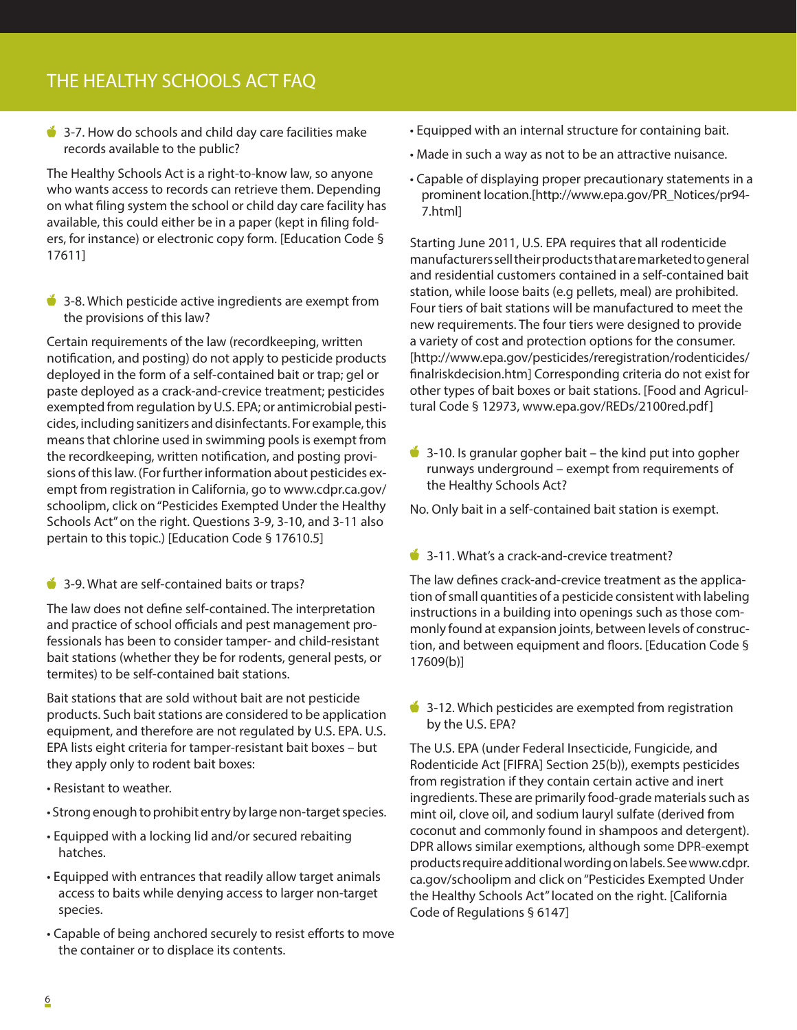### 3-7. How do schools and child day care facilities make records available to the public?

The Healthy Schools Act is a right-to-know law, so anyone who wants access to records can retrieve them. Depending on what filing system the school or child day care facility has available, this could either be in a paper (kept in filing folders, for instance) or electronic copy form. [Education Code § 17611]

### 3-8. Which pesticide active ingredients are exempt from the provisions of this law?

Certain requirements of the law (recordkeeping, written notification, and posting) do not apply to pesticide products deployed in the form of a self-contained bait or trap; gel or paste deployed as a crack-and-crevice treatment; pesticides exempted from regulation by U.S. EPA; or antimicrobial pesticides, including sanitizers and disinfectants. For example, this means that chlorine used in swimming pools is exempt from the recordkeeping, written notification, and posting provisions of this law. (For further information about pesticides exempt from registration in California, go to www.cdpr.ca.gov/schoolipm, click on "Pesticides Exempted Under the Healthy Schools Act" on the right. Questions 3-9, 3-10, and 3-11 also pertain to this topic.) [Education Code § 17610.5]

### 3-9. What are self-contained baits or traps?

The law does not define self-contained. The interpretation and practice of school officials and pest management professionals has been to consider tamper- and child-resistant bait stations (whether they be for rodents, general pests, or termites) to be self-contained bait stations.

Bait stations that are sold without bait are not pesticide products. Such bait stations are considered to be application equipment, and therefore are not regulated by U.S. EPA. U.S. EPA lists eight criteria for tamper-resistant bait boxes – but they apply only to rodent bait boxes:

- Resistant to weather.
- Strong enough to prohibit entry by large non-target species.
- Equipped with a locking lid and/or secured rebaiting hatches.
- Equipped with entrances that readily allow target animals access to baits while denying access to larger non-target species.
- Capable of being anchored securely to resist efforts to move the container or to displace its contents.
- Equipped with an internal structure for containing bait.
- Made in such a way as not to be an attractive nuisance.
- Capable of displaying proper precautionary statements in a prominent location.[http://www.epa.gov/PR_Notices/pr94-7.html]

Starting June 2011, U.S. EPA requires that all rodenticide manufacturers sell their products that are marketed to general and residential customers contained in a self-contained bait station, while loose baits (e.g pellets, meal) are prohibited. Four tiers of bait stations will be manufactured to meet the new requirements. The four tiers were designed to provide a variety of cost and protection options for the consumer. [http://www.epa.gov/pesticides/reregistration/rodenticides/finalriskdecision.htm] Corresponding criteria do not exist for other types of bait boxes or bait stations. [Food and Agricultural Code § 12973, www.epa.gov/REDs/2100red.pdf]

### 3-10. Is granular gopher bait – the kind put into gopher runways underground – exempt from requirements of the Healthy Schools Act?

No. Only bait in a self-contained bait station is exempt.

### 3-11. What's a crack-and-crevice treatment?

The law defines crack-and-crevice treatment as the application of small quantities of a pesticide consistent with labeling instructions in a building into openings such as those commonly found at expansion joints, between levels of construction, and between equipment and floors. [Education Code § 17609(b)]

### 3-12. Which pesticides are exempted from registration by the U.S. EPA?

The U.S. EPA (under Federal Insecticide, Fungicide, and Rodenticide Act [FIFRA] Section 25(b)), exempts pesticides from registration if they contain certain active and inert ingredients. These are primarily food-grade materials such as mint oil, clove oil, and sodium lauryl sulfate (derived from coconut and commonly found in shampoos and detergent). DPR allows similar exemptions, although some DPR-exempt products require additional wording on labels. See www.cdpr.ca.gov/schoolipm and click on "Pesticides Exempted Under the Healthy Schools Act" located on the right. [California Code of Regulations § 6147]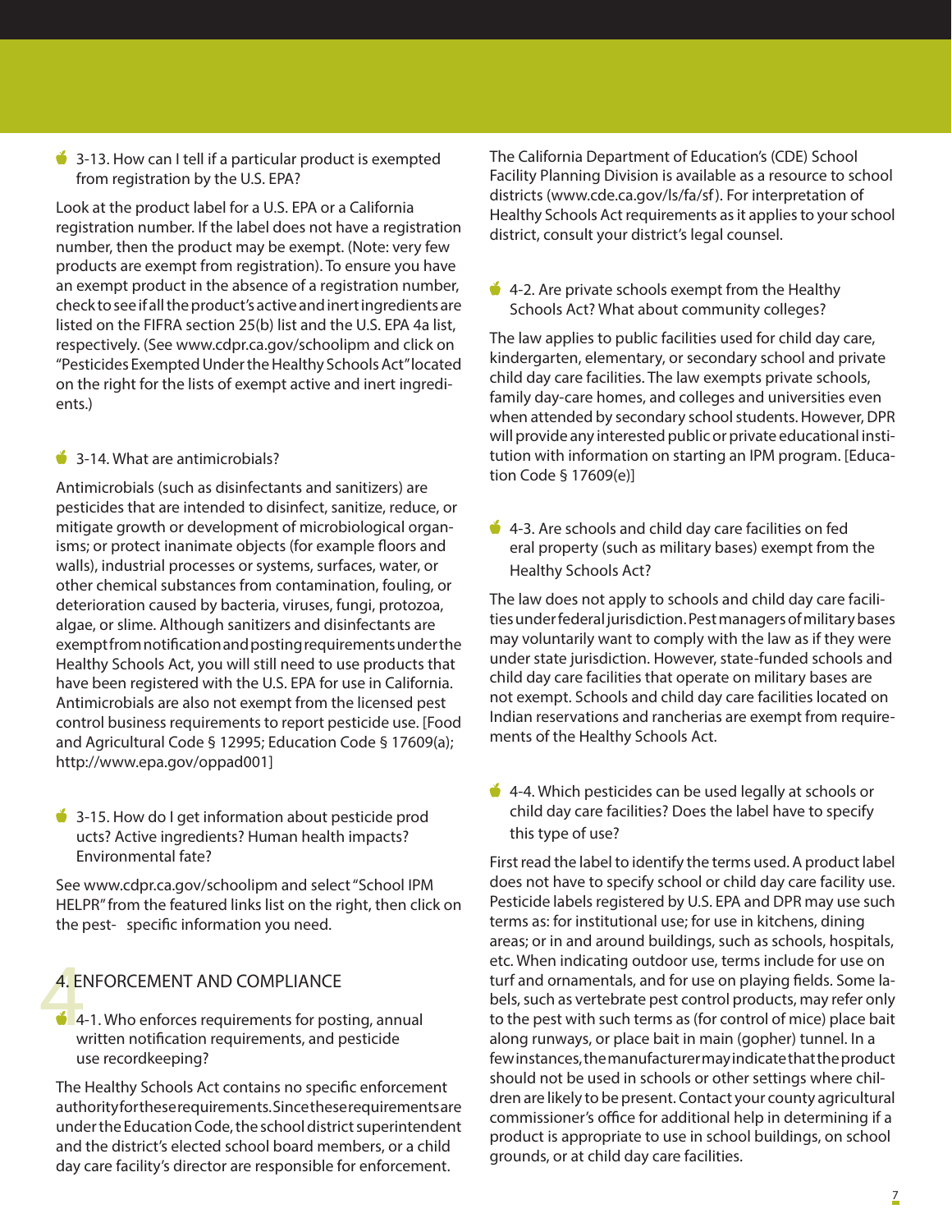3-13. How can I tell if a particular product is exempted from registration by the U.S. EPA?

Look at the product label for a U.S. EPA or a California registration number. If the label does not have a registration number, then the product may be exempt. (Note: very few products are exempt from registration). To ensure you have an exempt product in the absence of a registration number, check to see if all the product's active and inert ingredients are listed on the FIFRA section 25(b) list and the U.S. EPA 4a list, respectively. (See www.cdpr.ca.gov/schoolipm and click on "Pesticides Exempted Under the Healthy Schools Act" located on the right for the lists of exempt active and inert ingredients.)

3-14. What are antimicrobials?

Antimicrobials (such as disinfectants and sanitizers) are pesticides that are intended to disinfect, sanitize, reduce, or mitigate growth or development of microbiological organisms; or protect inanimate objects (for example floors and walls), industrial processes or systems, surfaces, water, or other chemical substances from contamination, fouling, or deterioration caused by bacteria, viruses, fungi, protozoa, algae, or slime. Although sanitizers and disinfectants are exempt from notification and posting requirements under the Healthy Schools Act, you will still need to use products that have been registered with the U.S. EPA for use in California. Antimicrobials are also not exempt from the licensed pest control business requirements to report pesticide use. [Food and Agricultural Code § 12995; Education Code § 17609(a); http://www.epa.gov/oppad001]

3-15. How do I get information about pesticide products? Active ingredients? Human health impacts? Environmental fate?

See www.cdpr.ca.gov/schoolipm and select "School IPM HELPR" from the featured links list on the right, then click on the pest-specific information you need.

## 4. ENFORCEMENT AND COMPLIANCE

4-1. Who enforces requirements for posting, annual written notification requirements, and pesticide use recordkeeping?

The Healthy Schools Act contains no specific enforcement authority for these requirements. Since these requirements are under the Education Code, the school district superintendent and the district's elected school board members, or a child day care facility's director are responsible for enforcement.

The California Department of Education's (CDE) School Facility Planning Division is available as a resource to school districts (www.cde.ca.gov/ls/fa/sf). For interpretation of Healthy Schools Act requirements as it applies to your school district, consult your district's legal counsel.

4-2. Are private schools exempt from the Healthy Schools Act? What about community colleges?

The law applies to public facilities used for child day care, kindergarten, elementary, or secondary school and private child day care facilities. The law exempts private schools, family day-care homes, and colleges and universities even when attended by secondary school students. However, DPR will provide any interested public or private educational institution with information on starting an IPM program. [Education Code § 17609(e)]

4-3. Are schools and child day care facilities on federal property (such as military bases) exempt from the Healthy Schools Act?

The law does not apply to schools and child day care facilities under federal jurisdiction. Pest managers of military bases may voluntarily want to comply with the law as if they were under state jurisdiction. However, state-funded schools and child day care facilities that operate on military bases are not exempt. Schools and child day care facilities located on Indian reservations and rancherias are exempt from requirements of the Healthy Schools Act.

4-4. Which pesticides can be used legally at schools or child day care facilities? Does the label have to specify this type of use?

First read the label to identify the terms used. A product label does not have to specify school or child day care facility use. Pesticide labels registered by U.S. EPA and DPR may use such terms as: for institutional use; for use in kitchens, dining areas; or in and around buildings, such as schools, hospitals, etc. When indicating outdoor use, terms include for use on turf and ornamentals, and for use on playing fields. Some labels, such as vertebrate pest control products, may refer only to the pest with such terms as (for control of mice) place bait along runways, or place bait in main (gopher) tunnel. In a few instances, the manufacturer may indicate that the product should not be used in schools or other settings where children are likely to be present. Contact your county agricultural commissioner's office for additional help in determining if a product is appropriate to use in school buildings, on school grounds, or at child day care facilities.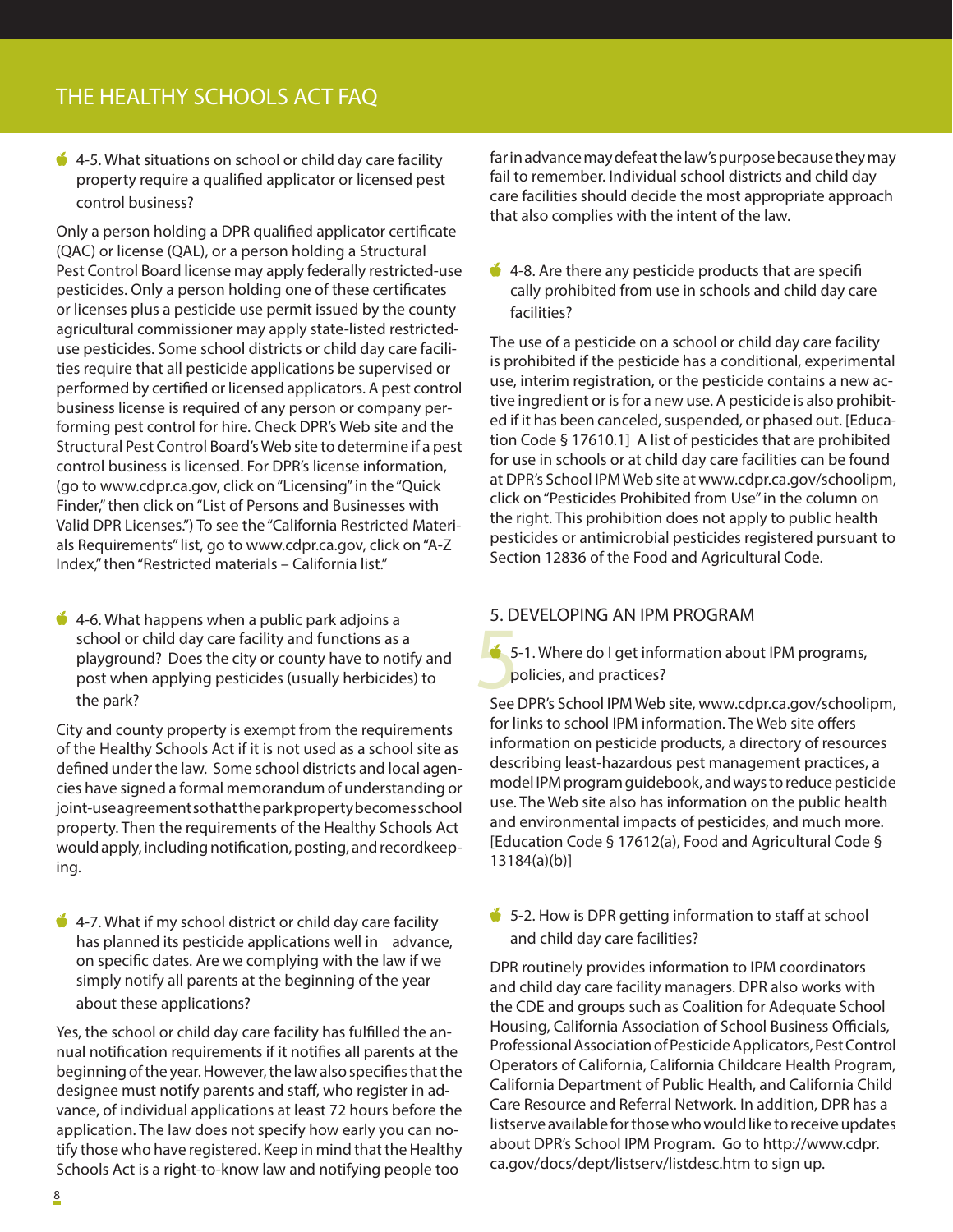# THE HEALTHY SCHOOLS ACT FAQ

### 4-5. What situations on school or child day care facility property require a qualified applicator or licensed pest control business?

Only a person holding a DPR qualified applicator certificate (QAC) or license (QAL), or a person holding a Structural Pest Control Board license may apply federally restricted-use pesticides. Only a person holding one of these certificates or licenses plus a pesticide use permit issued by the county agricultural commissioner may apply state-listed restricted-use pesticides. Some school districts or child day care facilities require that all pesticide applications be supervised or performed by certified or licensed applicators. A pest control business license is required of any person or company performing pest control for hire. Check DPR's Web site and the Structural Pest Control Board's Web site to determine if a pest control business is licensed. For DPR's license information, (go to www.cdpr.ca.gov, click on "Licensing" in the "Quick Finder," then click on "List of Persons and Businesses with Valid DPR Licenses.") To see the "California Restricted Materials Requirements" list, go to www.cdpr.ca.gov, click on "A-Z Index," then "Restricted materials – California list."

### 4-6. What happens when a public park adjoins a school or child day care facility and functions as a playground? Does the city or county have to notify and post when applying pesticides (usually herbicides) to the park?

City and county property is exempt from the requirements of the Healthy Schools Act if it is not used as a school site as defined under the law. Some school districts and local agencies have signed a formal memorandum of understanding or joint-use agreement so that the park property becomes school property. Then the requirements of the Healthy Schools Act would apply, including notification, posting, and recordkeeping.

### 4-7. What if my school district or child day care facility has planned its pesticide applications well in advance, on specific dates. Are we complying with the law if we simply notify all parents at the beginning of the year about these applications?

Yes, the school or child day care facility has fulfilled the annual notification requirements if it notifies all parents at the beginning of the year. However, the law also specifies that the designee must notify parents and staff, who register in advance, of individual applications at least 72 hours before the application. The law does not specify how early you can notify those who have registered. Keep in mind that the Healthy Schools Act is a right-to-know law and notifying people too far in advance may defeat the law's purpose because they may fail to remember. Individual school districts and child day care facilities should decide the most appropriate approach that also complies with the intent of the law.

### 4-8. Are there any pesticide products that are specifi cally prohibited from use in schools and child day care facilities?

The use of a pesticide on a school or child day care facility is prohibited if the pesticide has a conditional, experimental use, interim registration, or the pesticide contains a new active ingredient or is for a new use. A pesticide is also prohibited if it has been canceled, suspended, or phased out. [Education Code § 17610.1] A list of pesticides that are prohibited for use in schools or at child day care facilities can be found at DPR's School IPM Web site at www.cdpr.ca.gov/schoolipm, click on "Pesticides Prohibited from Use" in the column on the right. This prohibition does not apply to public health pesticides or antimicrobial pesticides registered pursuant to Section 12836 of the Food and Agricultural Code.

## 5. DEVELOPING AN IPM PROGRAM

### 5-1. Where do I get information about IPM programs, policies, and practices?

See DPR's School IPM Web site, www.cdpr.ca.gov/schoolipm, for links to school IPM information. The Web site offers information on pesticide products, a directory of resources describing least-hazardous pest management practices, a model IPM program guidebook, and ways to reduce pesticide use. The Web site also has information on the public health and environmental impacts of pesticides, and much more. [Education Code § 17612(a), Food and Agricultural Code § 13184(a)(b)]

### 5-2. How is DPR getting information to staff at school and child day care facilities?

DPR routinely provides information to IPM coordinators and child day care facility managers. DPR also works with the CDE and groups such as Coalition for Adequate School Housing, California Association of School Business Officials, Professional Association of Pesticide Applicators, Pest Control Operators of California, California Childcare Health Program, California Department of Public Health, and California Child Care Resource and Referral Network. In addition, DPR has a listserve available for those who would like to receive updates about DPR's School IPM Program. Go to http://www.cdpr.ca.gov/docs/dept/listserv/listdesc.htm to sign up.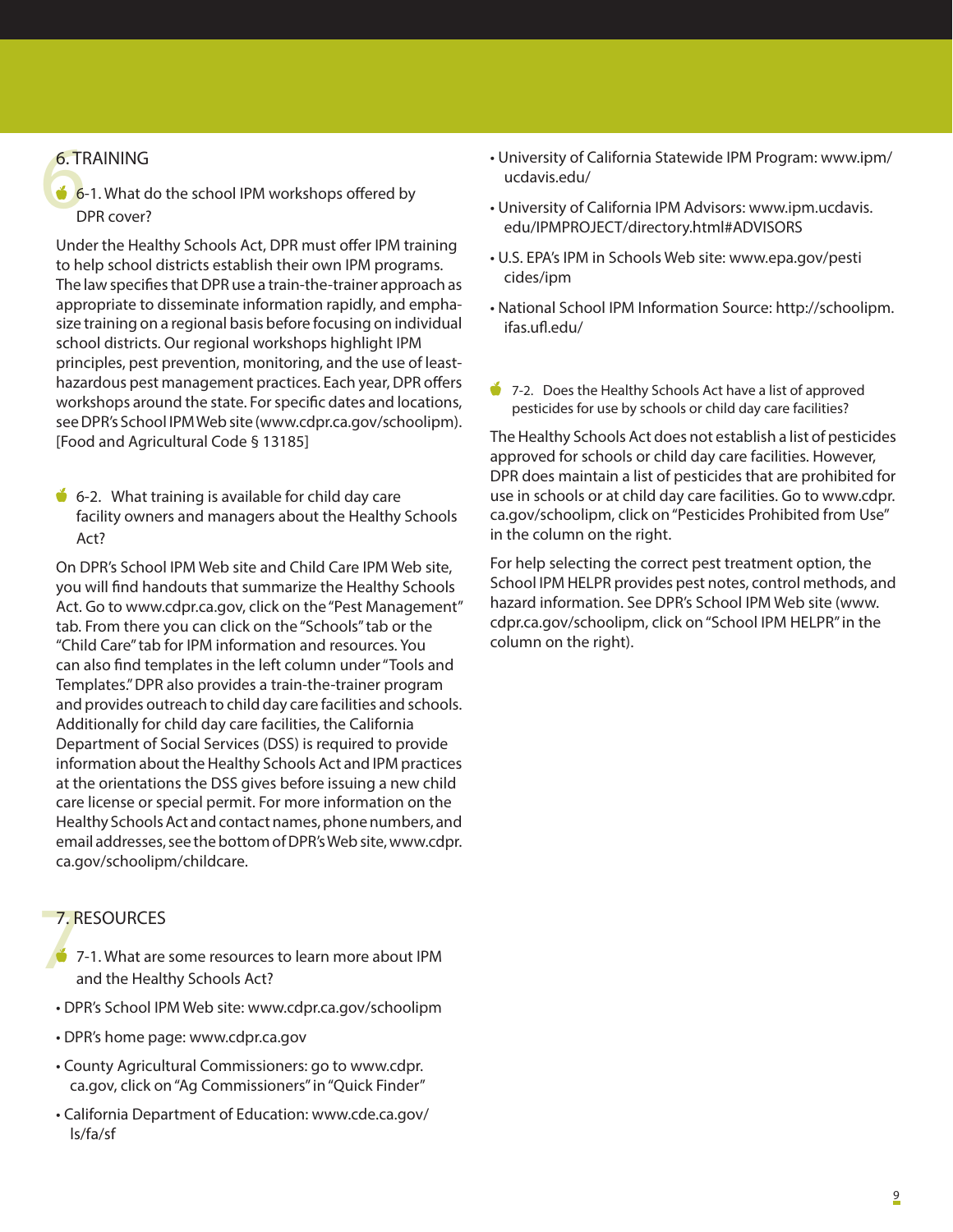## 6. TRAINING

### 6-1. What do the school IPM workshops offered by DPR cover?

Under the Healthy Schools Act, DPR must offer IPM training to help school districts establish their own IPM programs. The law specifies that DPR use a train-the-trainer approach as appropriate to disseminate information rapidly, and emphasize training on a regional basis before focusing on individual school districts. Our regional workshops highlight IPM principles, pest prevention, monitoring, and the use of least-hazardous pest management practices. Each year, DPR offers workshops around the state. For specific dates and locations, see DPR's School IPM Web site (www.cdpr.ca.gov/schoolipm). [Food and Agricultural Code § 13185]

### 6-2. What training is available for child day care facility owners and managers about the Healthy Schools Act?

On DPR's School IPM Web site and Child Care IPM Web site, you will find handouts that summarize the Healthy Schools Act. Go to www.cdpr.ca.gov, click on the "Pest Management" tab. From there you can click on the "Schools" tab or the "Child Care" tab for IPM information and resources. You can also find templates in the left column under "Tools and Templates." DPR also provides a train-the-trainer program and provides outreach to child day care facilities and schools. Additionally for child day care facilities, the California Department of Social Services (DSS) is required to provide information about the Healthy Schools Act and IPM practices at the orientations the DSS gives before issuing a new child care license or special permit. For more information on the Healthy Schools Act and contact names, phone numbers, and email addresses, see the bottom of DPR's Web site, www.cdpr.ca.gov/schoolipm/childcare.

## 7. RESOURCES

### 7-1. What are some resources to learn more about IPM and the Healthy Schools Act?

- DPR's School IPM Web site: www.cdpr.ca.gov/schoolipm
- DPR's home page: www.cdpr.ca.gov
- County Agricultural Commissioners: go to www.cdpr.ca.gov, click on "Ag Commissioners" in "Quick Finder"
- California Department of Education: www.cde.ca.gov/ls/fa/sf
- University of California Statewide IPM Program: www.ipm/ucdavis.edu/
- University of California IPM Advisors: www.ipm.ucdavis.edu/IPMPROJECT/directory.html#ADVISORS
- U.S. EPA's IPM in Schools Web site: www.epa.gov/pesticides/ipm
- National School IPM Information Source: http://schoolipm.ifas.ufl.edu/

### 7-2. Does the Healthy Schools Act have a list of approved pesticides for use by schools or child day care facilities?

The Healthy Schools Act does not establish a list of pesticides approved for schools or child day care facilities. However, DPR does maintain a list of pesticides that are prohibited for use in schools or at child day care facilities. Go to www.cdpr.ca.gov/schoolipm, click on "Pesticides Prohibited from Use" in the column on the right.

For help selecting the correct pest treatment option, the School IPM HELPR provides pest notes, control methods, and hazard information. See DPR's School IPM Web site (www.cdpr.ca.gov/schoolipm, click on "School IPM HELPR" in the column on the right).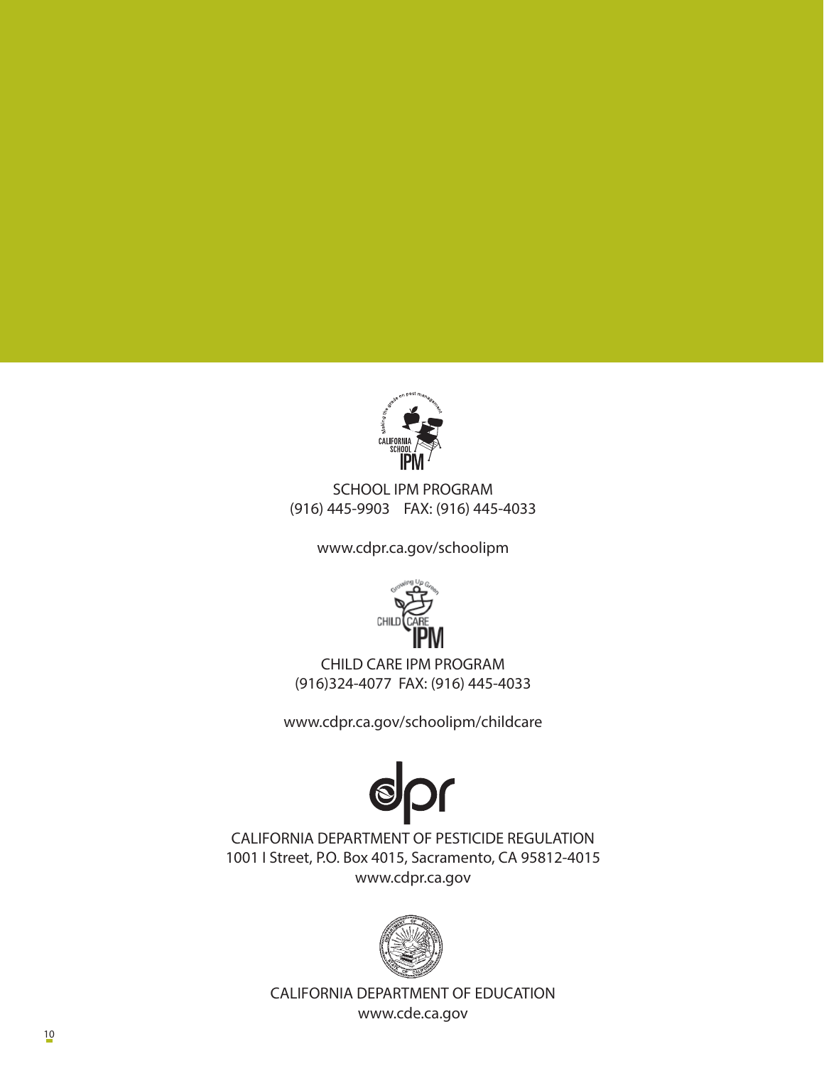SCHOOL IPM PROGRAM
(916) 445-9903    FAX: (916) 445-4033

www.cdpr.ca.gov/schoolipm

CHILD CARE IPM PROGRAM
(916)324-4077  FAX: (916) 445-4033

www.cdpr.ca.gov/schoolipm/childcare

CALIFORNIA DEPARTMENT OF PESTICIDE REGULATION
1001 I Street, P.O. Box 4015, Sacramento, CA 95812-4015
www.cdpr.ca.gov

CALIFORNIA DEPARTMENT OF EDUCATION
www.cde.ca.gov